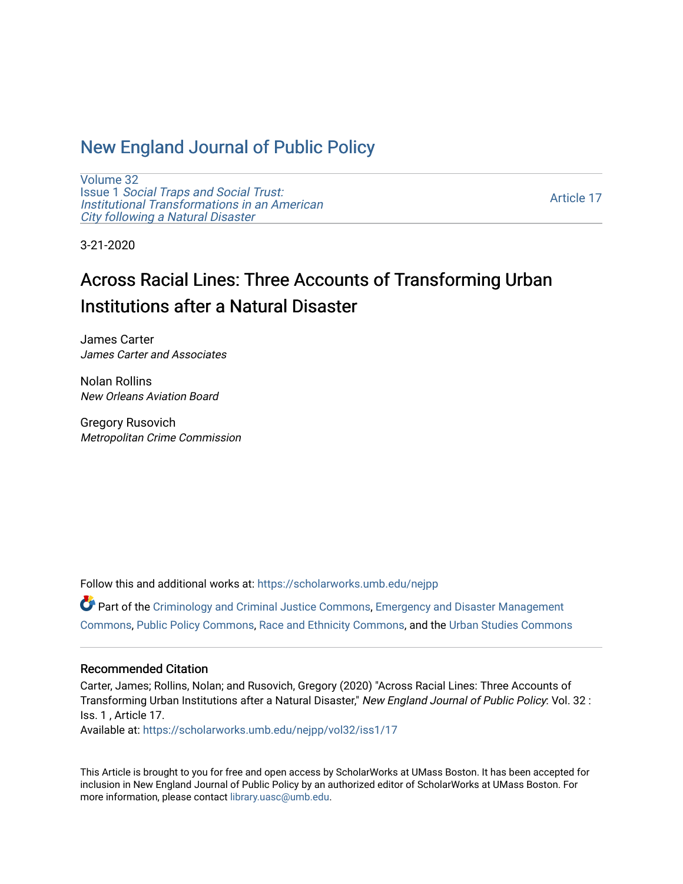# New England Journal of Public Policy

Volume 32
Issue 1 *Social Traps and Social Trust: Institutional Transformations in an American City following a Natural Disaster*

Article 17

3-21-2020

## Across Racial Lines: Three Accounts of Transforming Urban Institutions after a Natural Disaster

James Carter
*James Carter and Associates*

Nolan Rollins
*New Orleans Aviation Board*

Gregory Rusovich
*Metropolitan Crime Commission*

Follow this and additional works at: https://scholarworks.umb.edu/nejpp

Part of the Criminology and Criminal Justice Commons, Emergency and Disaster Management Commons, Public Policy Commons, Race and Ethnicity Commons, and the Urban Studies Commons

### Recommended Citation

Carter, James; Rollins, Nolan; and Rusovich, Gregory (2020) "Across Racial Lines: Three Accounts of Transforming Urban Institutions after a Natural Disaster," *New England Journal of Public Policy*: Vol. 32 : Iss. 1 , Article 17.
Available at: https://scholarworks.umb.edu/nejpp/vol32/iss1/17

This Article is brought to you for free and open access by ScholarWorks at UMass Boston. It has been accepted for inclusion in New England Journal of Public Policy by an authorized editor of ScholarWorks at UMass Boston. For more information, please contact library.uasc@umb.edu.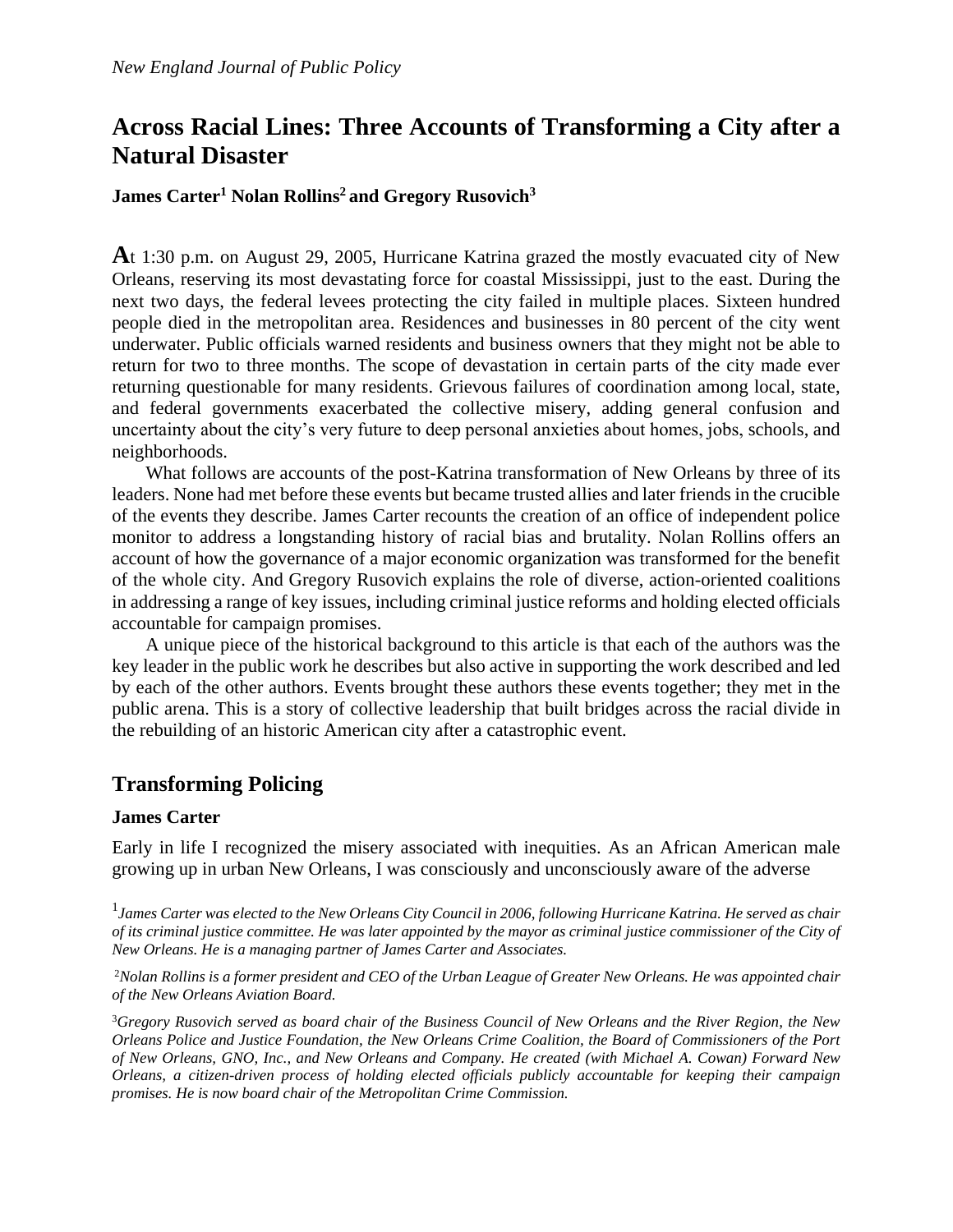# Across Racial Lines: Three Accounts of Transforming a City after a Natural Disaster

**James Carter[1] Nolan Rollins[2] and Gregory Rusovich[3]**

At 1:30 p.m. on August 29, 2005, Hurricane Katrina grazed the mostly evacuated city of New Orleans, reserving its most devastating force for coastal Mississippi, just to the east. During the next two days, the federal levees protecting the city failed in multiple places. Sixteen hundred people died in the metropolitan area. Residences and businesses in 80 percent of the city went underwater. Public officials warned residents and business owners that they might not be able to return for two to three months. The scope of devastation in certain parts of the city made ever returning questionable for many residents. Grievous failures of coordination among local, state, and federal governments exacerbated the collective misery, adding general confusion and uncertainty about the city's very future to deep personal anxieties about homes, jobs, schools, and neighborhoods.

What follows are accounts of the post-Katrina transformation of New Orleans by three of its leaders. None had met before these events but became trusted allies and later friends in the crucible of the events they describe. James Carter recounts the creation of an office of independent police monitor to address a longstanding history of racial bias and brutality. Nolan Rollins offers an account of how the governance of a major economic organization was transformed for the benefit of the whole city. And Gregory Rusovich explains the role of diverse, action-oriented coalitions in addressing a range of key issues, including criminal justice reforms and holding elected officials accountable for campaign promises.

A unique piece of the historical background to this article is that each of the authors was the key leader in the public work he describes but also active in supporting the work described and led by each of the other authors. Events brought these authors these events together; they met in the public arena. This is a story of collective leadership that built bridges across the racial divide in the rebuilding of an historic American city after a catastrophic event.

## Transforming Policing

### James Carter

Early in life I recognized the misery associated with inequities. As an African American male growing up in urban New Orleans, I was consciously and unconsciously aware of the adverse

[1] *James Carter was elected to the New Orleans City Council in 2006, following Hurricane Katrina. He served as chair of its criminal justice committee. He was later appointed by the mayor as criminal justice commissioner of the City of New Orleans. He is a managing partner of James Carter and Associates.*

[2] *Nolan Rollins is a former president and CEO of the Urban League of Greater New Orleans. He was appointed chair of the New Orleans Aviation Board.*

[3] *Gregory Rusovich served as board chair of the Business Council of New Orleans and the River Region, the New Orleans Police and Justice Foundation, the New Orleans Crime Coalition, the Board of Commissioners of the Port of New Orleans, GNO, Inc., and New Orleans and Company. He created (with Michael A. Cowan) Forward New Orleans, a citizen-driven process of holding elected officials publicly accountable for keeping their campaign promises. He is now board chair of the Metropolitan Crime Commission.*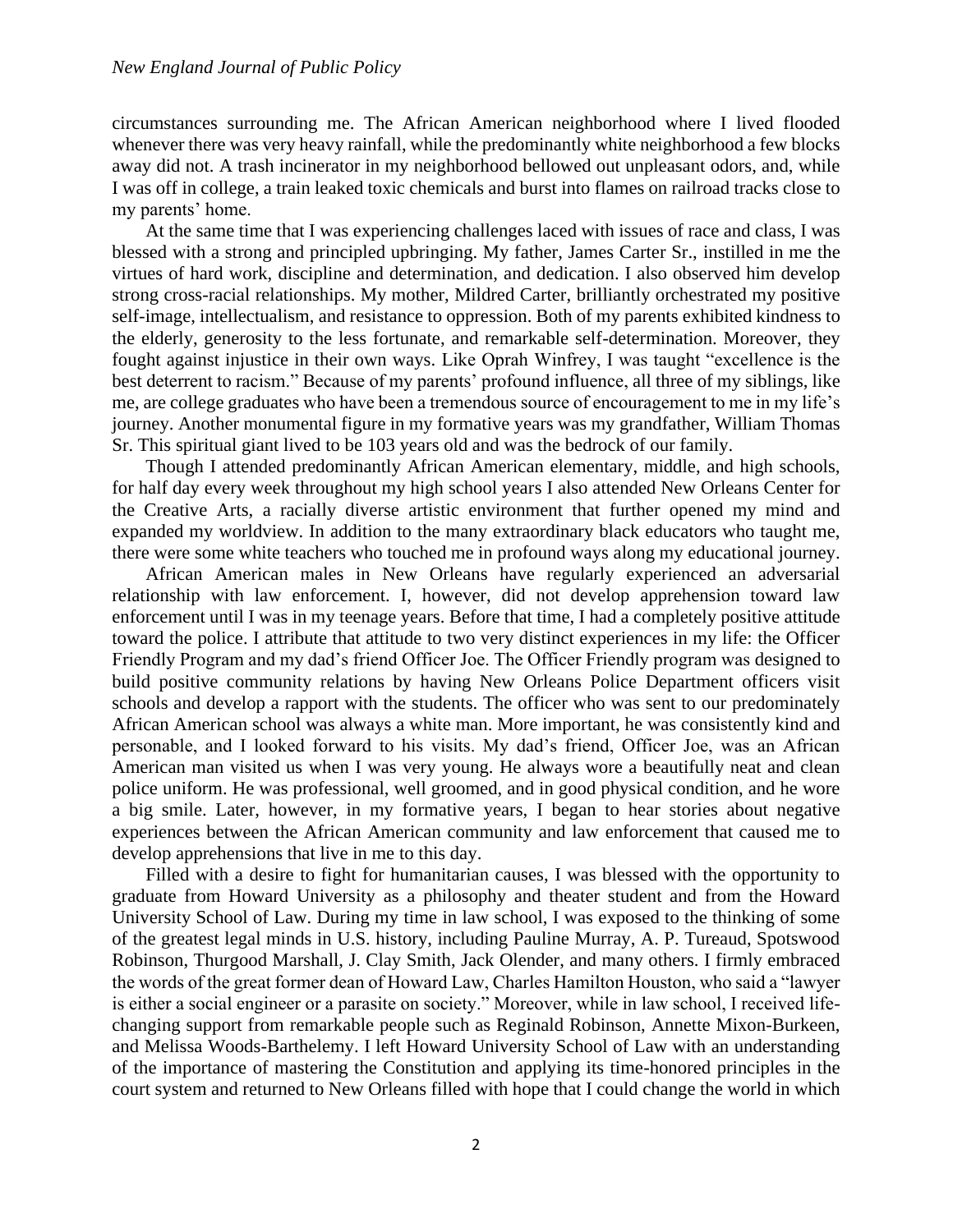circumstances surrounding me. The African American neighborhood where I lived flooded whenever there was very heavy rainfall, while the predominantly white neighborhood a few blocks away did not. A trash incinerator in my neighborhood bellowed out unpleasant odors, and, while I was off in college, a train leaked toxic chemicals and burst into flames on railroad tracks close to my parents' home.

At the same time that I was experiencing challenges laced with issues of race and class, I was blessed with a strong and principled upbringing. My father, James Carter Sr., instilled in me the virtues of hard work, discipline and determination, and dedication. I also observed him develop strong cross-racial relationships. My mother, Mildred Carter, brilliantly orchestrated my positive self-image, intellectualism, and resistance to oppression. Both of my parents exhibited kindness to the elderly, generosity to the less fortunate, and remarkable self-determination. Moreover, they fought against injustice in their own ways. Like Oprah Winfrey, I was taught "excellence is the best deterrent to racism." Because of my parents' profound influence, all three of my siblings, like me, are college graduates who have been a tremendous source of encouragement to me in my life's journey. Another monumental figure in my formative years was my grandfather, William Thomas Sr. This spiritual giant lived to be 103 years old and was the bedrock of our family.

Though I attended predominantly African American elementary, middle, and high schools, for half day every week throughout my high school years I also attended New Orleans Center for the Creative Arts, a racially diverse artistic environment that further opened my mind and expanded my worldview. In addition to the many extraordinary black educators who taught me, there were some white teachers who touched me in profound ways along my educational journey.

African American males in New Orleans have regularly experienced an adversarial relationship with law enforcement. I, however, did not develop apprehension toward law enforcement until I was in my teenage years. Before that time, I had a completely positive attitude toward the police. I attribute that attitude to two very distinct experiences in my life: the Officer Friendly Program and my dad's friend Officer Joe. The Officer Friendly program was designed to build positive community relations by having New Orleans Police Department officers visit schools and develop a rapport with the students. The officer who was sent to our predominately African American school was always a white man. More important, he was consistently kind and personable, and I looked forward to his visits. My dad's friend, Officer Joe, was an African American man visited us when I was very young. He always wore a beautifully neat and clean police uniform. He was professional, well groomed, and in good physical condition, and he wore a big smile. Later, however, in my formative years, I began to hear stories about negative experiences between the African American community and law enforcement that caused me to develop apprehensions that live in me to this day.

Filled with a desire to fight for humanitarian causes, I was blessed with the opportunity to graduate from Howard University as a philosophy and theater student and from the Howard University School of Law. During my time in law school, I was exposed to the thinking of some of the greatest legal minds in U.S. history, including Pauline Murray, A. P. Tureaud, Spotswood Robinson, Thurgood Marshall, J. Clay Smith, Jack Olender, and many others. I firmly embraced the words of the great former dean of Howard Law, Charles Hamilton Houston, who said a "lawyer is either a social engineer or a parasite on society." Moreover, while in law school, I received life-changing support from remarkable people such as Reginald Robinson, Annette Mixon-Burkeen, and Melissa Woods-Barthelemy. I left Howard University School of Law with an understanding of the importance of mastering the Constitution and applying its time-honored principles in the court system and returned to New Orleans filled with hope that I could change the world in which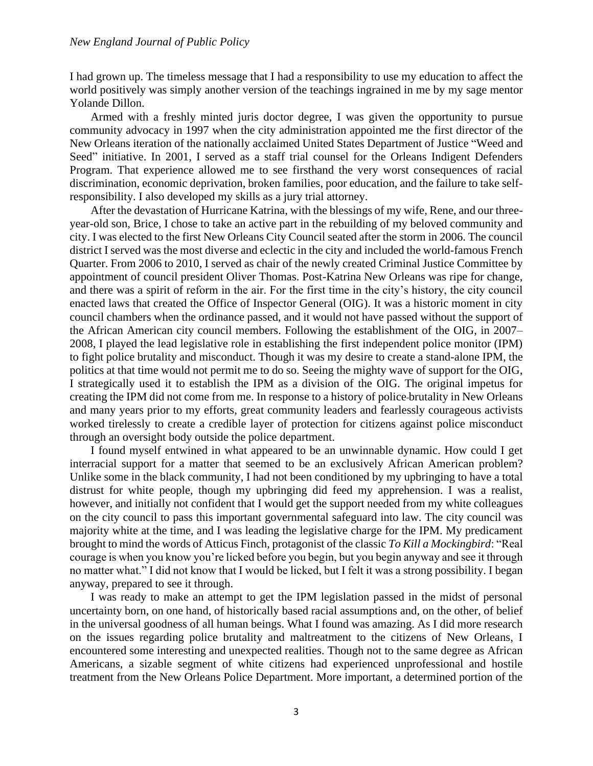I had grown up. The timeless message that I had a responsibility to use my education to affect the world positively was simply another version of the teachings ingrained in me by my sage mentor Yolande Dillon.

Armed with a freshly minted juris doctor degree, I was given the opportunity to pursue community advocacy in 1997 when the city administration appointed me the first director of the New Orleans iteration of the nationally acclaimed United States Department of Justice "Weed and Seed" initiative. In 2001, I served as a staff trial counsel for the Orleans Indigent Defenders Program. That experience allowed me to see firsthand the very worst consequences of racial discrimination, economic deprivation, broken families, poor education, and the failure to take self-responsibility. I also developed my skills as a jury trial attorney.

After the devastation of Hurricane Katrina, with the blessings of my wife, Rene, and our three-year-old son, Brice, I chose to take an active part in the rebuilding of my beloved community and city. I was elected to the first New Orleans City Council seated after the storm in 2006. The council district I served was the most diverse and eclectic in the city and included the world-famous French Quarter. From 2006 to 2010, I served as chair of the newly created Criminal Justice Committee by appointment of council president Oliver Thomas. Post-Katrina New Orleans was ripe for change, and there was a spirit of reform in the air. For the first time in the city's history, the city council enacted laws that created the Office of Inspector General (OIG). It was a historic moment in city council chambers when the ordinance passed, and it would not have passed without the support of the African American city council members. Following the establishment of the OIG, in 2007–2008, I played the lead legislative role in establishing the first independent police monitor (IPM) to fight police brutality and misconduct. Though it was my desire to create a stand-alone IPM, the politics at that time would not permit me to do so. Seeing the mighty wave of support for the OIG, I strategically used it to establish the IPM as a division of the OIG. The original impetus for creating the IPM did not come from me. In response to a history of police brutality in New Orleans and many years prior to my efforts, great community leaders and fearlessly courageous activists worked tirelessly to create a credible layer of protection for citizens against police misconduct through an oversight body outside the police department.

I found myself entwined in what appeared to be an unwinnable dynamic. How could I get interracial support for a matter that seemed to be an exclusively African American problem? Unlike some in the black community, I had not been conditioned by my upbringing to have a total distrust for white people, though my upbringing did feed my apprehension. I was a realist, however, and initially not confident that I would get the support needed from my white colleagues on the city council to pass this important governmental safeguard into law. The city council was majority white at the time, and I was leading the legislative charge for the IPM. My predicament brought to mind the words of Atticus Finch, protagonist of the classic *To Kill a Mockingbird*: "Real courage is when you know you're licked before you begin, but you begin anyway and see it through no matter what." I did not know that I would be licked, but I felt it was a strong possibility. I began anyway, prepared to see it through.

I was ready to make an attempt to get the IPM legislation passed in the midst of personal uncertainty born, on one hand, of historically based racial assumptions and, on the other, of belief in the universal goodness of all human beings. What I found was amazing. As I did more research on the issues regarding police brutality and maltreatment to the citizens of New Orleans, I encountered some interesting and unexpected realities. Though not to the same degree as African Americans, a sizable segment of white citizens had experienced unprofessional and hostile treatment from the New Orleans Police Department. More important, a determined portion of the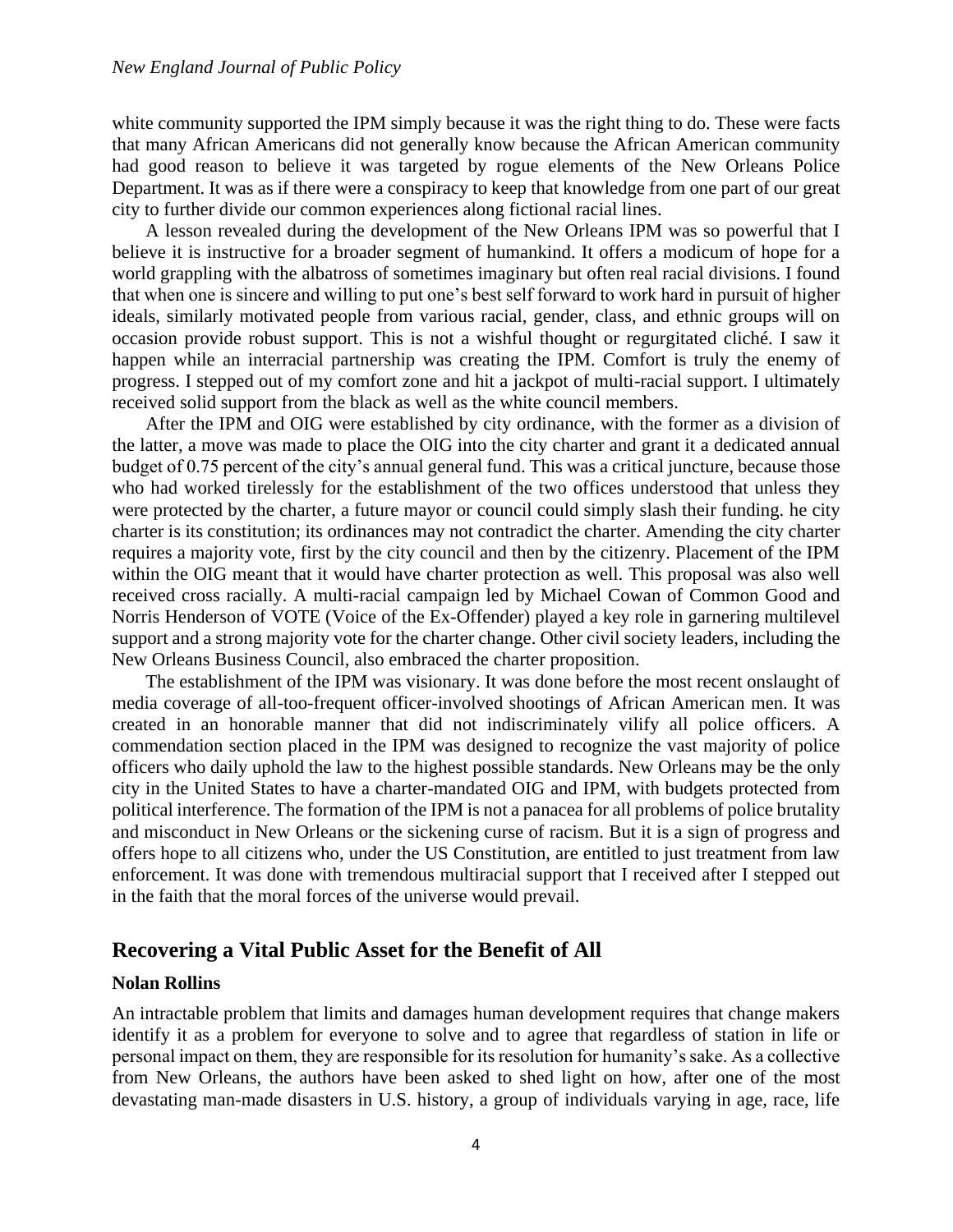white community supported the IPM simply because it was the right thing to do. These were facts that many African Americans did not generally know because the African American community had good reason to believe it was targeted by rogue elements of the New Orleans Police Department. It was as if there were a conspiracy to keep that knowledge from one part of our great city to further divide our common experiences along fictional racial lines.

A lesson revealed during the development of the New Orleans IPM was so powerful that I believe it is instructive for a broader segment of humankind. It offers a modicum of hope for a world grappling with the albatross of sometimes imaginary but often real racial divisions. I found that when one is sincere and willing to put one's best self forward to work hard in pursuit of higher ideals, similarly motivated people from various racial, gender, class, and ethnic groups will on occasion provide robust support. This is not a wishful thought or regurgitated cliché. I saw it happen while an interracial partnership was creating the IPM. Comfort is truly the enemy of progress. I stepped out of my comfort zone and hit a jackpot of multi-racial support. I ultimately received solid support from the black as well as the white council members.

After the IPM and OIG were established by city ordinance, with the former as a division of the latter, a move was made to place the OIG into the city charter and grant it a dedicated annual budget of 0.75 percent of the city's annual general fund. This was a critical juncture, because those who had worked tirelessly for the establishment of the two offices understood that unless they were protected by the charter, a future mayor or council could simply slash their funding. he city charter is its constitution; its ordinances may not contradict the charter. Amending the city charter requires a majority vote, first by the city council and then by the citizenry. Placement of the IPM within the OIG meant that it would have charter protection as well. This proposal was also well received cross racially. A multi-racial campaign led by Michael Cowan of Common Good and Norris Henderson of VOTE (Voice of the Ex-Offender) played a key role in garnering multilevel support and a strong majority vote for the charter change. Other civil society leaders, including the New Orleans Business Council, also embraced the charter proposition.

The establishment of the IPM was visionary. It was done before the most recent onslaught of media coverage of all-too-frequent officer-involved shootings of African American men. It was created in an honorable manner that did not indiscriminately vilify all police officers. A commendation section placed in the IPM was designed to recognize the vast majority of police officers who daily uphold the law to the highest possible standards. New Orleans may be the only city in the United States to have a charter-mandated OIG and IPM, with budgets protected from political interference. The formation of the IPM is not a panacea for all problems of police brutality and misconduct in New Orleans or the sickening curse of racism. But it is a sign of progress and offers hope to all citizens who, under the US Constitution, are entitled to just treatment from law enforcement. It was done with tremendous multiracial support that I received after I stepped out in the faith that the moral forces of the universe would prevail.

## Recovering a Vital Public Asset for the Benefit of All

**Nolan Rollins**

An intractable problem that limits and damages human development requires that change makers identify it as a problem for everyone to solve and to agree that regardless of station in life or personal impact on them, they are responsible for its resolution for humanity's sake. As a collective from New Orleans, the authors have been asked to shed light on how, after one of the most devastating man-made disasters in U.S. history, a group of individuals varying in age, race, life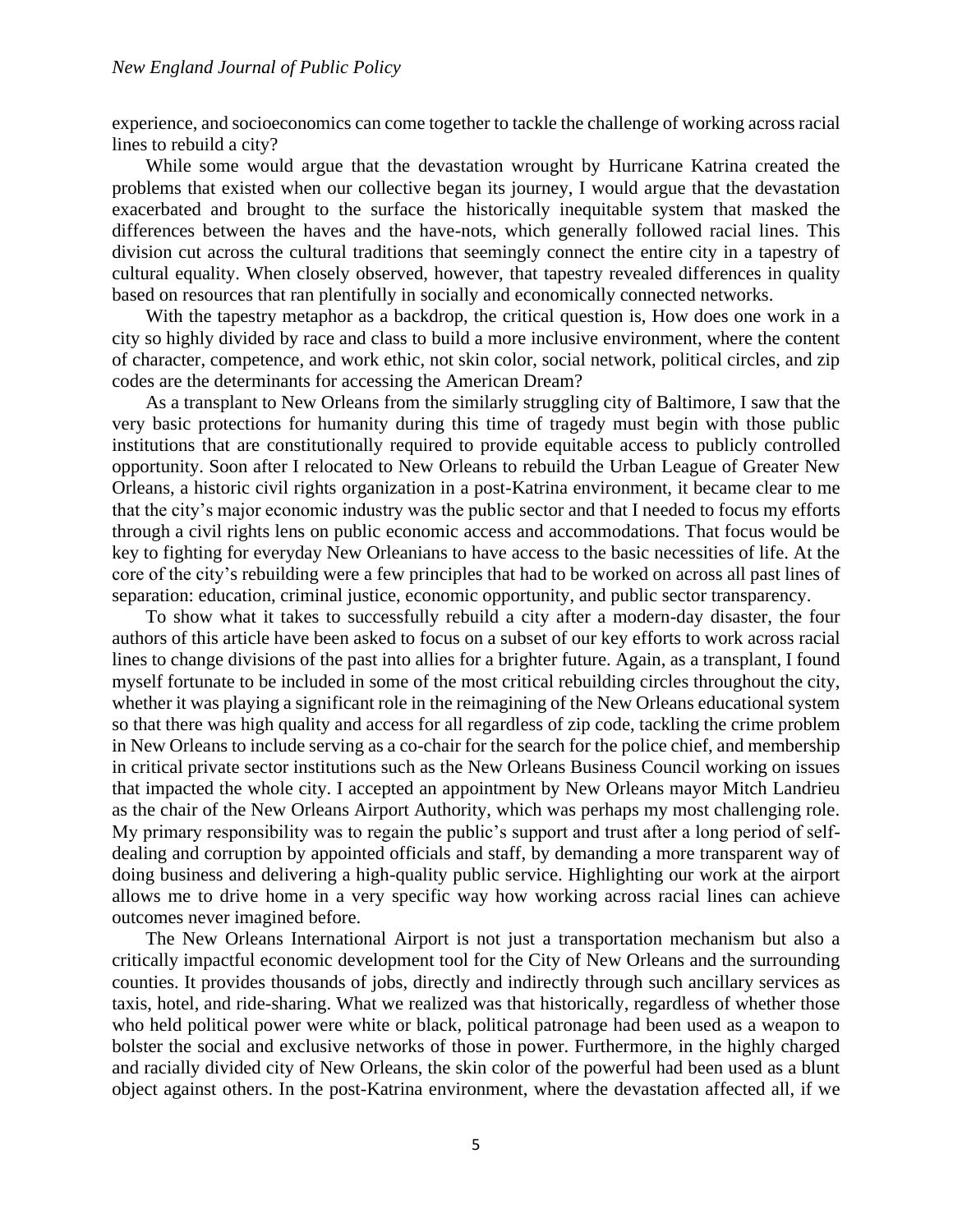experience, and socioeconomics can come together to tackle the challenge of working across racial lines to rebuild a city?

While some would argue that the devastation wrought by Hurricane Katrina created the problems that existed when our collective began its journey, I would argue that the devastation exacerbated and brought to the surface the historically inequitable system that masked the differences between the haves and the have-nots, which generally followed racial lines. This division cut across the cultural traditions that seemingly connect the entire city in a tapestry of cultural equality. When closely observed, however, that tapestry revealed differences in quality based on resources that ran plentifully in socially and economically connected networks.

With the tapestry metaphor as a backdrop, the critical question is, How does one work in a city so highly divided by race and class to build a more inclusive environment, where the content of character, competence, and work ethic, not skin color, social network, political circles, and zip codes are the determinants for accessing the American Dream?

As a transplant to New Orleans from the similarly struggling city of Baltimore, I saw that the very basic protections for humanity during this time of tragedy must begin with those public institutions that are constitutionally required to provide equitable access to publicly controlled opportunity. Soon after I relocated to New Orleans to rebuild the Urban League of Greater New Orleans, a historic civil rights organization in a post-Katrina environment, it became clear to me that the city's major economic industry was the public sector and that I needed to focus my efforts through a civil rights lens on public economic access and accommodations. That focus would be key to fighting for everyday New Orleanians to have access to the basic necessities of life. At the core of the city's rebuilding were a few principles that had to be worked on across all past lines of separation: education, criminal justice, economic opportunity, and public sector transparency.

To show what it takes to successfully rebuild a city after a modern-day disaster, the four authors of this article have been asked to focus on a subset of our key efforts to work across racial lines to change divisions of the past into allies for a brighter future. Again, as a transplant, I found myself fortunate to be included in some of the most critical rebuilding circles throughout the city, whether it was playing a significant role in the reimagining of the New Orleans educational system so that there was high quality and access for all regardless of zip code, tackling the crime problem in New Orleans to include serving as a co-chair for the search for the police chief, and membership in critical private sector institutions such as the New Orleans Business Council working on issues that impacted the whole city. I accepted an appointment by New Orleans mayor Mitch Landrieu as the chair of the New Orleans Airport Authority, which was perhaps my most challenging role. My primary responsibility was to regain the public's support and trust after a long period of self-dealing and corruption by appointed officials and staff, by demanding a more transparent way of doing business and delivering a high-quality public service. Highlighting our work at the airport allows me to drive home in a very specific way how working across racial lines can achieve outcomes never imagined before.

The New Orleans International Airport is not just a transportation mechanism but also a critically impactful economic development tool for the City of New Orleans and the surrounding counties. It provides thousands of jobs, directly and indirectly through such ancillary services as taxis, hotel, and ride-sharing. What we realized was that historically, regardless of whether those who held political power were white or black, political patronage had been used as a weapon to bolster the social and exclusive networks of those in power. Furthermore, in the highly charged and racially divided city of New Orleans, the skin color of the powerful had been used as a blunt object against others. In the post-Katrina environment, where the devastation affected all, if we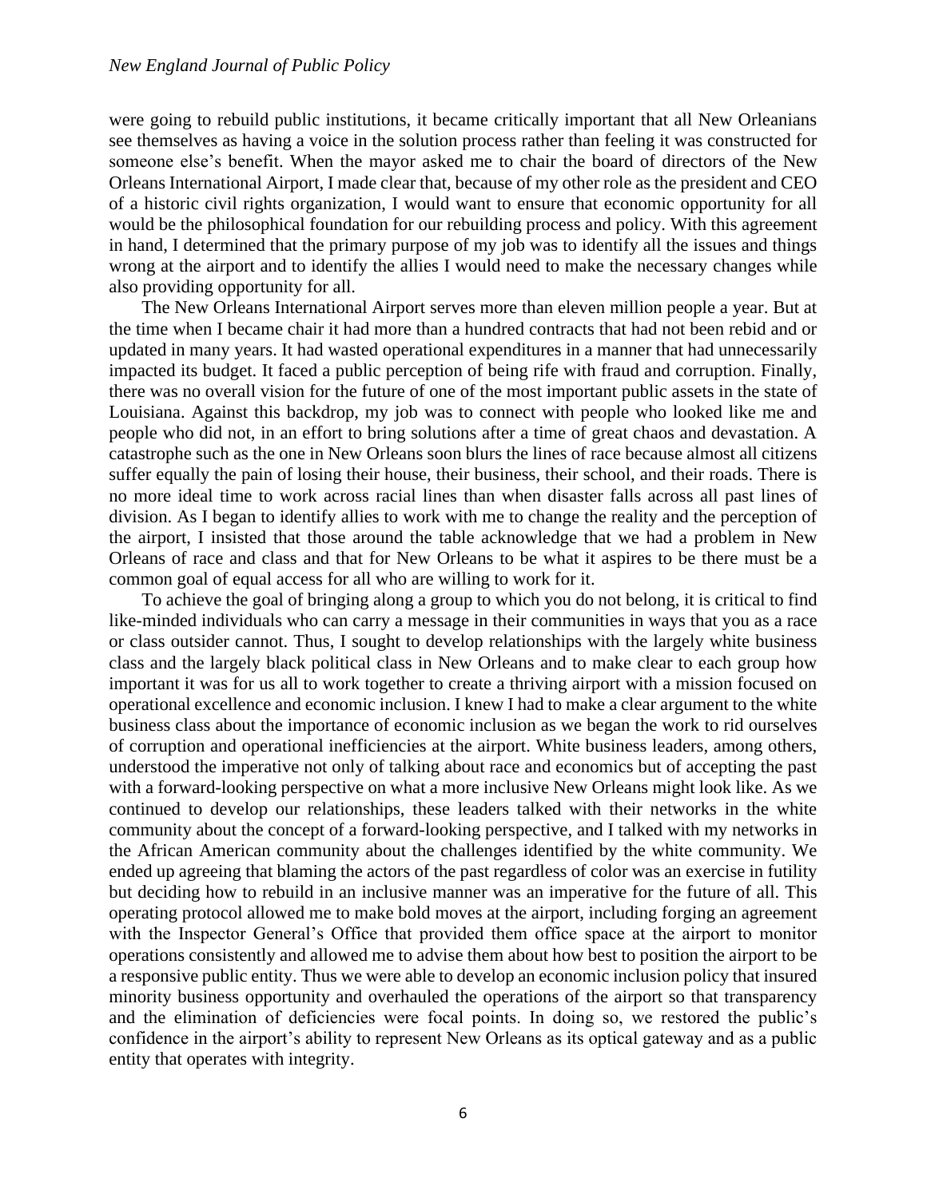were going to rebuild public institutions, it became critically important that all New Orleanians see themselves as having a voice in the solution process rather than feeling it was constructed for someone else's benefit. When the mayor asked me to chair the board of directors of the New Orleans International Airport, I made clear that, because of my other role as the president and CEO of a historic civil rights organization, I would want to ensure that economic opportunity for all would be the philosophical foundation for our rebuilding process and policy. With this agreement in hand, I determined that the primary purpose of my job was to identify all the issues and things wrong at the airport and to identify the allies I would need to make the necessary changes while also providing opportunity for all.

The New Orleans International Airport serves more than eleven million people a year. But at the time when I became chair it had more than a hundred contracts that had not been rebid and or updated in many years. It had wasted operational expenditures in a manner that had unnecessarily impacted its budget. It faced a public perception of being rife with fraud and corruption. Finally, there was no overall vision for the future of one of the most important public assets in the state of Louisiana. Against this backdrop, my job was to connect with people who looked like me and people who did not, in an effort to bring solutions after a time of great chaos and devastation. A catastrophe such as the one in New Orleans soon blurs the lines of race because almost all citizens suffer equally the pain of losing their house, their business, their school, and their roads. There is no more ideal time to work across racial lines than when disaster falls across all past lines of division. As I began to identify allies to work with me to change the reality and the perception of the airport, I insisted that those around the table acknowledge that we had a problem in New Orleans of race and class and that for New Orleans to be what it aspires to be there must be a common goal of equal access for all who are willing to work for it.

To achieve the goal of bringing along a group to which you do not belong, it is critical to find like-minded individuals who can carry a message in their communities in ways that you as a race or class outsider cannot. Thus, I sought to develop relationships with the largely white business class and the largely black political class in New Orleans and to make clear to each group how important it was for us all to work together to create a thriving airport with a mission focused on operational excellence and economic inclusion. I knew I had to make a clear argument to the white business class about the importance of economic inclusion as we began the work to rid ourselves of corruption and operational inefficiencies at the airport. White business leaders, among others, understood the imperative not only of talking about race and economics but of accepting the past with a forward-looking perspective on what a more inclusive New Orleans might look like. As we continued to develop our relationships, these leaders talked with their networks in the white community about the concept of a forward-looking perspective, and I talked with my networks in the African American community about the challenges identified by the white community. We ended up agreeing that blaming the actors of the past regardless of color was an exercise in futility but deciding how to rebuild in an inclusive manner was an imperative for the future of all. This operating protocol allowed me to make bold moves at the airport, including forging an agreement with the Inspector General's Office that provided them office space at the airport to monitor operations consistently and allowed me to advise them about how best to position the airport to be a responsive public entity. Thus we were able to develop an economic inclusion policy that insured minority business opportunity and overhauled the operations of the airport so that transparency and the elimination of deficiencies were focal points. In doing so, we restored the public's confidence in the airport's ability to represent New Orleans as its optical gateway and as a public entity that operates with integrity.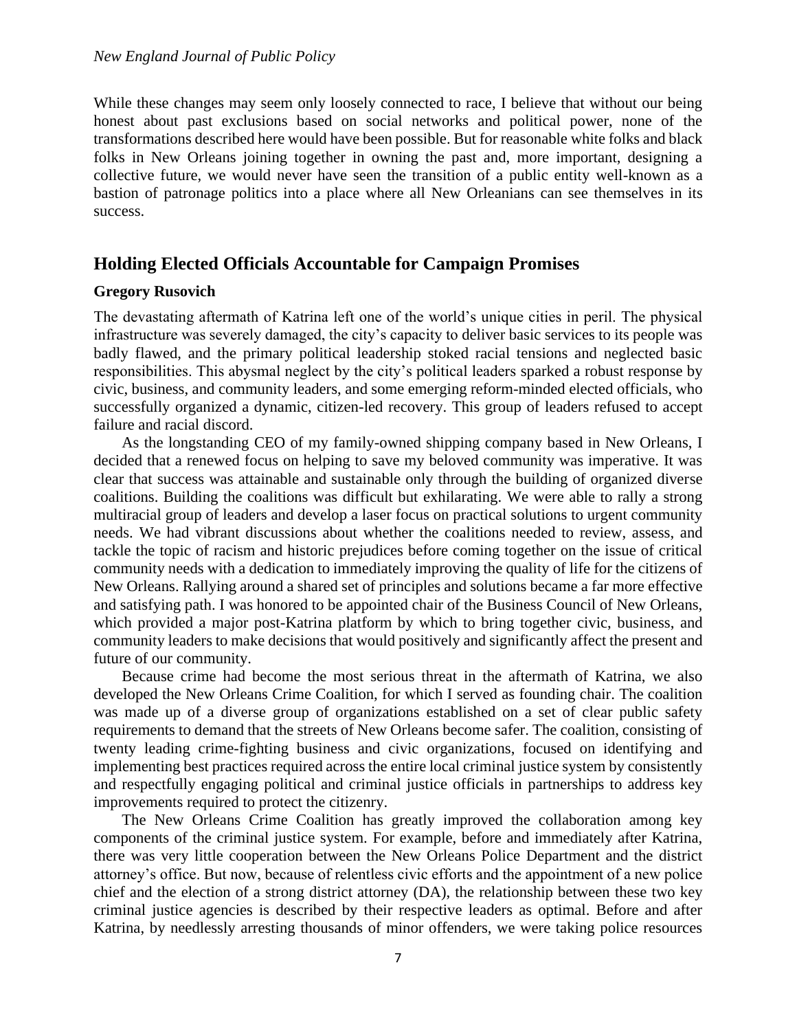While these changes may seem only loosely connected to race, I believe that without our being honest about past exclusions based on social networks and political power, none of the transformations described here would have been possible. But for reasonable white folks and black folks in New Orleans joining together in owning the past and, more important, designing a collective future, we would never have seen the transition of a public entity well-known as a bastion of patronage politics into a place where all New Orleanians can see themselves in its success.

## Holding Elected Officials Accountable for Campaign Promises

**Gregory Rusovich**

The devastating aftermath of Katrina left one of the world's unique cities in peril. The physical infrastructure was severely damaged, the city's capacity to deliver basic services to its people was badly flawed, and the primary political leadership stoked racial tensions and neglected basic responsibilities. This abysmal neglect by the city's political leaders sparked a robust response by civic, business, and community leaders, and some emerging reform-minded elected officials, who successfully organized a dynamic, citizen-led recovery. This group of leaders refused to accept failure and racial discord.

As the longstanding CEO of my family-owned shipping company based in New Orleans, I decided that a renewed focus on helping to save my beloved community was imperative. It was clear that success was attainable and sustainable only through the building of organized diverse coalitions. Building the coalitions was difficult but exhilarating. We were able to rally a strong multiracial group of leaders and develop a laser focus on practical solutions to urgent community needs. We had vibrant discussions about whether the coalitions needed to review, assess, and tackle the topic of racism and historic prejudices before coming together on the issue of critical community needs with a dedication to immediately improving the quality of life for the citizens of New Orleans. Rallying around a shared set of principles and solutions became a far more effective and satisfying path. I was honored to be appointed chair of the Business Council of New Orleans, which provided a major post-Katrina platform by which to bring together civic, business, and community leaders to make decisions that would positively and significantly affect the present and future of our community.

Because crime had become the most serious threat in the aftermath of Katrina, we also developed the New Orleans Crime Coalition, for which I served as founding chair. The coalition was made up of a diverse group of organizations established on a set of clear public safety requirements to demand that the streets of New Orleans become safer. The coalition, consisting of twenty leading crime-fighting business and civic organizations, focused on identifying and implementing best practices required across the entire local criminal justice system by consistently and respectfully engaging political and criminal justice officials in partnerships to address key improvements required to protect the citizenry.

The New Orleans Crime Coalition has greatly improved the collaboration among key components of the criminal justice system. For example, before and immediately after Katrina, there was very little cooperation between the New Orleans Police Department and the district attorney's office. But now, because of relentless civic efforts and the appointment of a new police chief and the election of a strong district attorney (DA), the relationship between these two key criminal justice agencies is described by their respective leaders as optimal. Before and after Katrina, by needlessly arresting thousands of minor offenders, we were taking police resources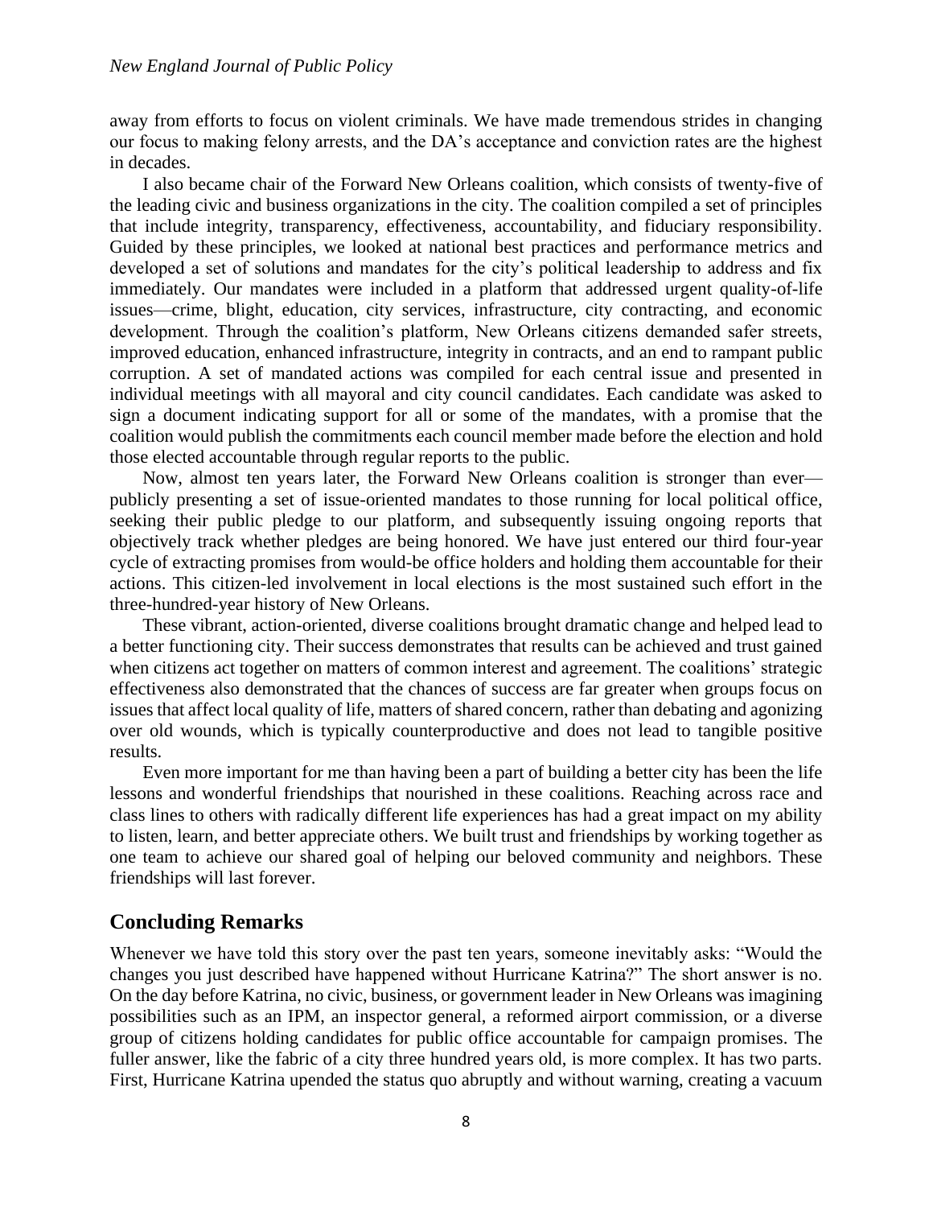away from efforts to focus on violent criminals. We have made tremendous strides in changing our focus to making felony arrests, and the DA's acceptance and conviction rates are the highest in decades.

I also became chair of the Forward New Orleans coalition, which consists of twenty-five of the leading civic and business organizations in the city. The coalition compiled a set of principles that include integrity, transparency, effectiveness, accountability, and fiduciary responsibility. Guided by these principles, we looked at national best practices and performance metrics and developed a set of solutions and mandates for the city's political leadership to address and fix immediately. Our mandates were included in a platform that addressed urgent quality-of-life issues—crime, blight, education, city services, infrastructure, city contracting, and economic development. Through the coalition's platform, New Orleans citizens demanded safer streets, improved education, enhanced infrastructure, integrity in contracts, and an end to rampant public corruption. A set of mandated actions was compiled for each central issue and presented in individual meetings with all mayoral and city council candidates. Each candidate was asked to sign a document indicating support for all or some of the mandates, with a promise that the coalition would publish the commitments each council member made before the election and hold those elected accountable through regular reports to the public.

Now, almost ten years later, the Forward New Orleans coalition is stronger than ever—publicly presenting a set of issue-oriented mandates to those running for local political office, seeking their public pledge to our platform, and subsequently issuing ongoing reports that objectively track whether pledges are being honored. We have just entered our third four-year cycle of extracting promises from would-be office holders and holding them accountable for their actions. This citizen-led involvement in local elections is the most sustained such effort in the three-hundred-year history of New Orleans.

These vibrant, action-oriented, diverse coalitions brought dramatic change and helped lead to a better functioning city. Their success demonstrates that results can be achieved and trust gained when citizens act together on matters of common interest and agreement. The coalitions' strategic effectiveness also demonstrated that the chances of success are far greater when groups focus on issues that affect local quality of life, matters of shared concern, rather than debating and agonizing over old wounds, which is typically counterproductive and does not lead to tangible positive results.

Even more important for me than having been a part of building a better city has been the life lessons and wonderful friendships that nourished in these coalitions. Reaching across race and class lines to others with radically different life experiences has had a great impact on my ability to listen, learn, and better appreciate others. We built trust and friendships by working together as one team to achieve our shared goal of helping our beloved community and neighbors. These friendships will last forever.

## Concluding Remarks

Whenever we have told this story over the past ten years, someone inevitably asks: "Would the changes you just described have happened without Hurricane Katrina?" The short answer is no. On the day before Katrina, no civic, business, or government leader in New Orleans was imagining possibilities such as an IPM, an inspector general, a reformed airport commission, or a diverse group of citizens holding candidates for public office accountable for campaign promises. The fuller answer, like the fabric of a city three hundred years old, is more complex. It has two parts. First, Hurricane Katrina upended the status quo abruptly and without warning, creating a vacuum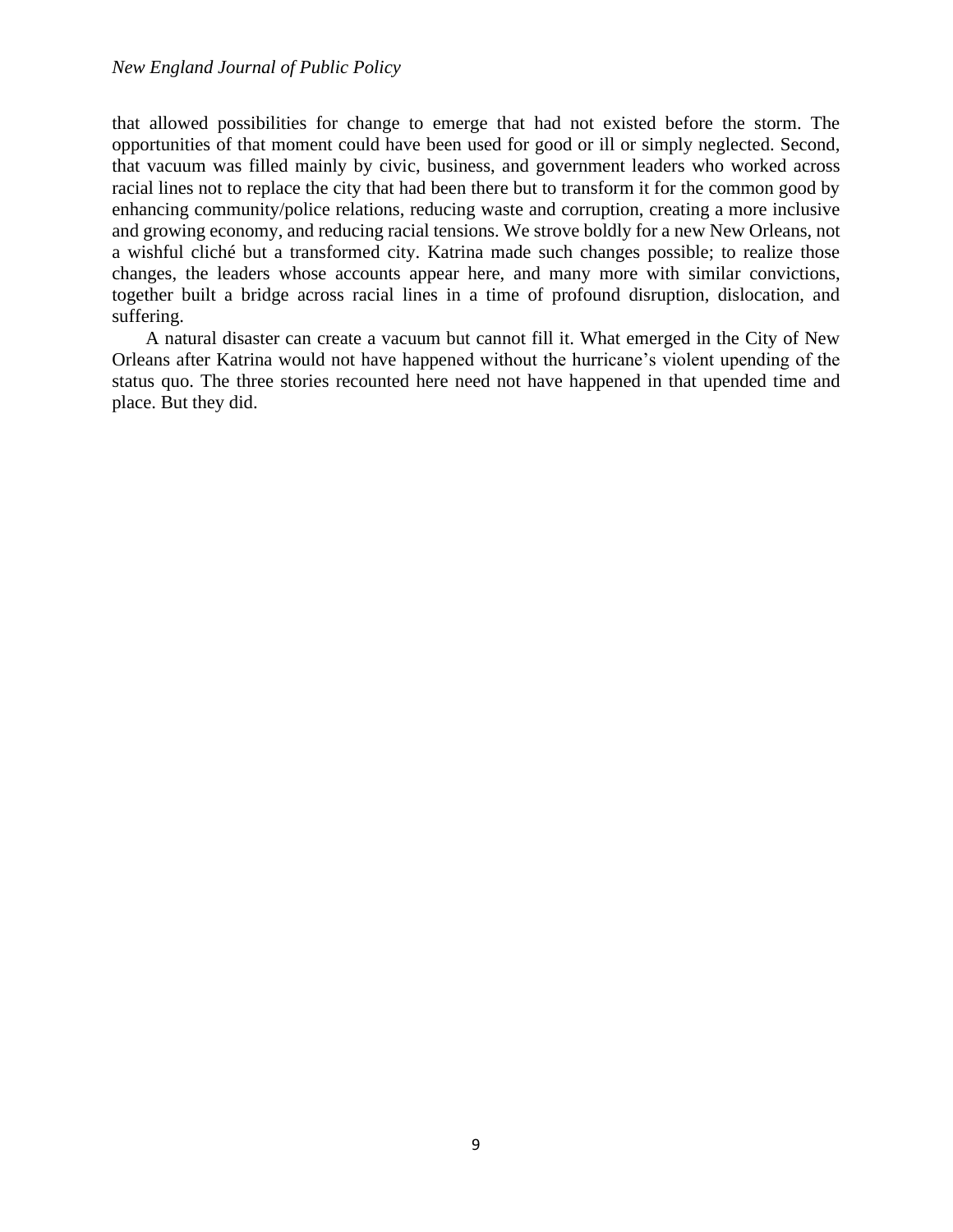that allowed possibilities for change to emerge that had not existed before the storm. The opportunities of that moment could have been used for good or ill or simply neglected. Second, that vacuum was filled mainly by civic, business, and government leaders who worked across racial lines not to replace the city that had been there but to transform it for the common good by enhancing community/police relations, reducing waste and corruption, creating a more inclusive and growing economy, and reducing racial tensions. We strove boldly for a new New Orleans, not a wishful cliché but a transformed city. Katrina made such changes possible; to realize those changes, the leaders whose accounts appear here, and many more with similar convictions, together built a bridge across racial lines in a time of profound disruption, dislocation, and suffering.

A natural disaster can create a vacuum but cannot fill it. What emerged in the City of New Orleans after Katrina would not have happened without the hurricane's violent upending of the status quo. The three stories recounted here need not have happened in that upended time and place. But they did.